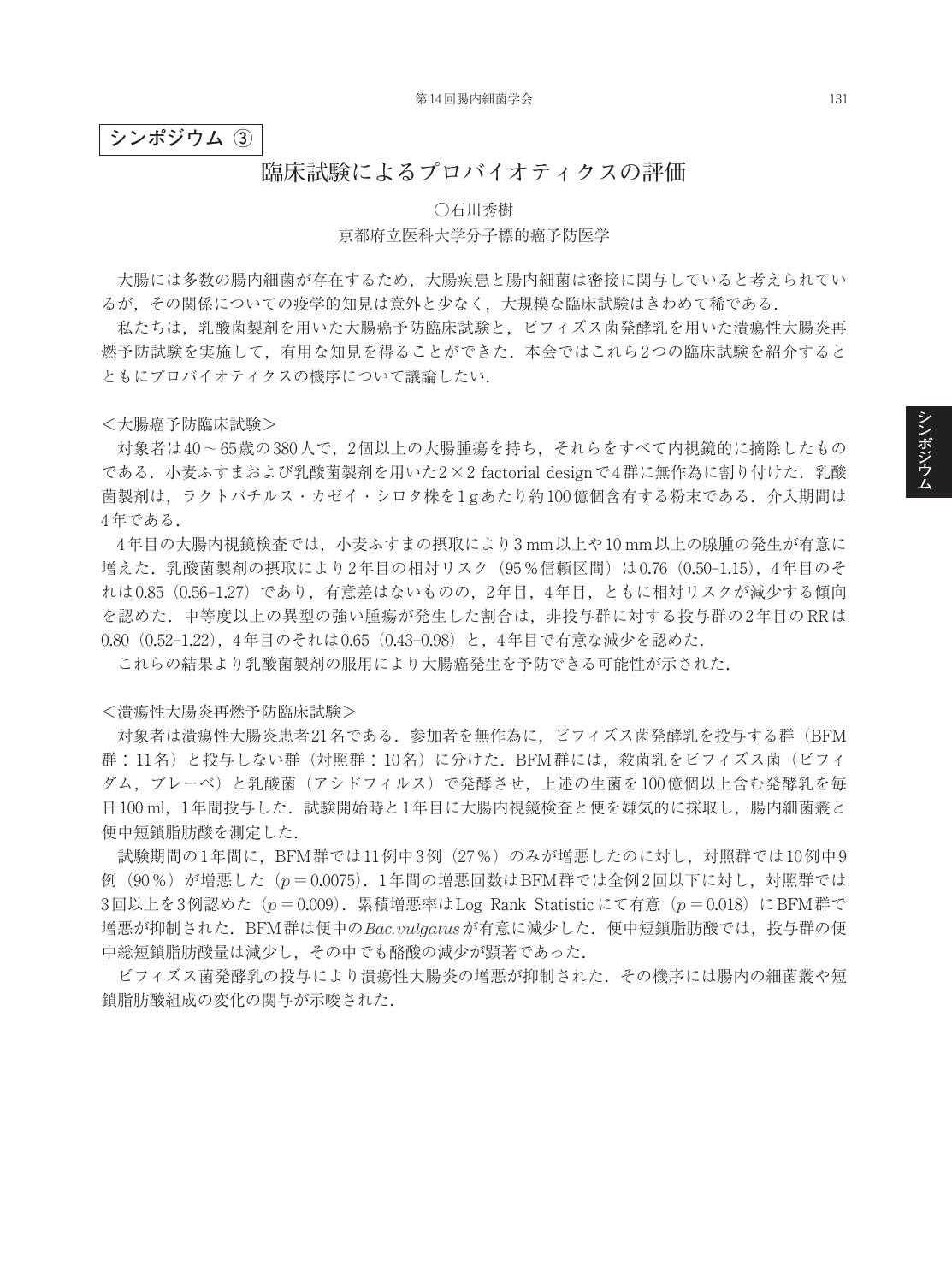**シンポジウム ③**

# 臨床試験によるプロバイオティクスの評価

○石川秀樹
京都府立医科大学分子標的癌予防医学

大腸には多数の腸内細菌が存在するため，大腸疾患と腸内細菌は密接に関与していると考えられているが，その関係についての疫学的知見は意外と少なく，大規模な臨床試験はきわめて稀である．

私たちは，乳酸菌製剤を用いた大腸癌予防臨床試験と，ビフィズス菌発酵乳を用いた潰瘍性大腸炎再燃予防試験を実施して，有用な知見を得ることができた．本会ではこれら2つの臨床試験を紹介するとともにプロバイオティクスの機序について議論したい．

＜大腸癌予防臨床試験＞

対象者は40～65歳の380人で，2個以上の大腸腫瘍を持ち，それらをすべて内視鏡的に摘除したものである．小麦ふすまおよび乳酸菌製剤を用いた2×2 factorial designで4群に無作為に割り付けた．乳酸菌製剤は，ラクトバチルス・カゼイ・シロタ株を1gあたり約100億個含有する粉末である．介入期間は4年である．

4年目の大腸内視鏡検査では，小麦ふすまの摂取により3mm以上や10mm以上の腺腫の発生が有意に増えた．乳酸菌製剤の摂取により2年目の相対リスク（95％信頼区間）は0.76（0.50–1.15），4年目のそれは0.85（0.56–1.27）であり，有意差はないものの，2年目，4年目，ともに相対リスクが減少する傾向を認めた．中等度以上の異型の強い腫瘍が発生した割合は，非投与群に対する投与群の2年目のRRは0.80（0.52–1.22），4年目のそれは0.65（0.43–0.98）と，4年目で有意な減少を認めた．

これらの結果より乳酸菌製剤の服用により大腸癌発生を予防できる可能性が示された．

＜潰瘍性大腸炎再燃予防臨床試験＞

対象者は潰瘍性大腸炎患者21名である．参加者を無作為に，ビフィズス菌発酵乳を投与する群（BFM群：11名）と投与しない群（対照群：10名）に分けた．BFM群には，殺菌乳をビフィズス菌（ビフィダム，ブレーベ）と乳酸菌（アシドフィルス）で発酵させ，上述の生菌を100億個以上含む発酵乳を毎日100ml，1年間投与した．試験開始時と1年目に大腸内視鏡検査と便を嫌気的に採取し，腸内細菌叢と便中短鎖脂肪酸を測定した．

試験期間の1年間に，BFM群では11例中3例（27％）のみが増悪したのに対し，対照群では10例中9例（90％）が増悪した（$p = 0.0075$）．1年間の増悪回数はBFM群では全例2回以下に対し，対照群では3回以上を3例認めた（$p = 0.009$）．累積増悪率はLog Rank Statisticにて有意（$p = 0.018$）にBFM群で増悪が抑制された．BFM群は便中の*Bac.vulgatus*が有意に減少した．便中短鎖脂肪酸では，投与群の便中総短鎖脂肪酸量は減少し，その中でも酪酸の減少が顕著であった．

ビフィズス菌発酵乳の投与により潰瘍性大腸炎の増悪が抑制された．その機序には腸内の細菌叢や短鎖脂肪酸組成の変化の関与が示唆された．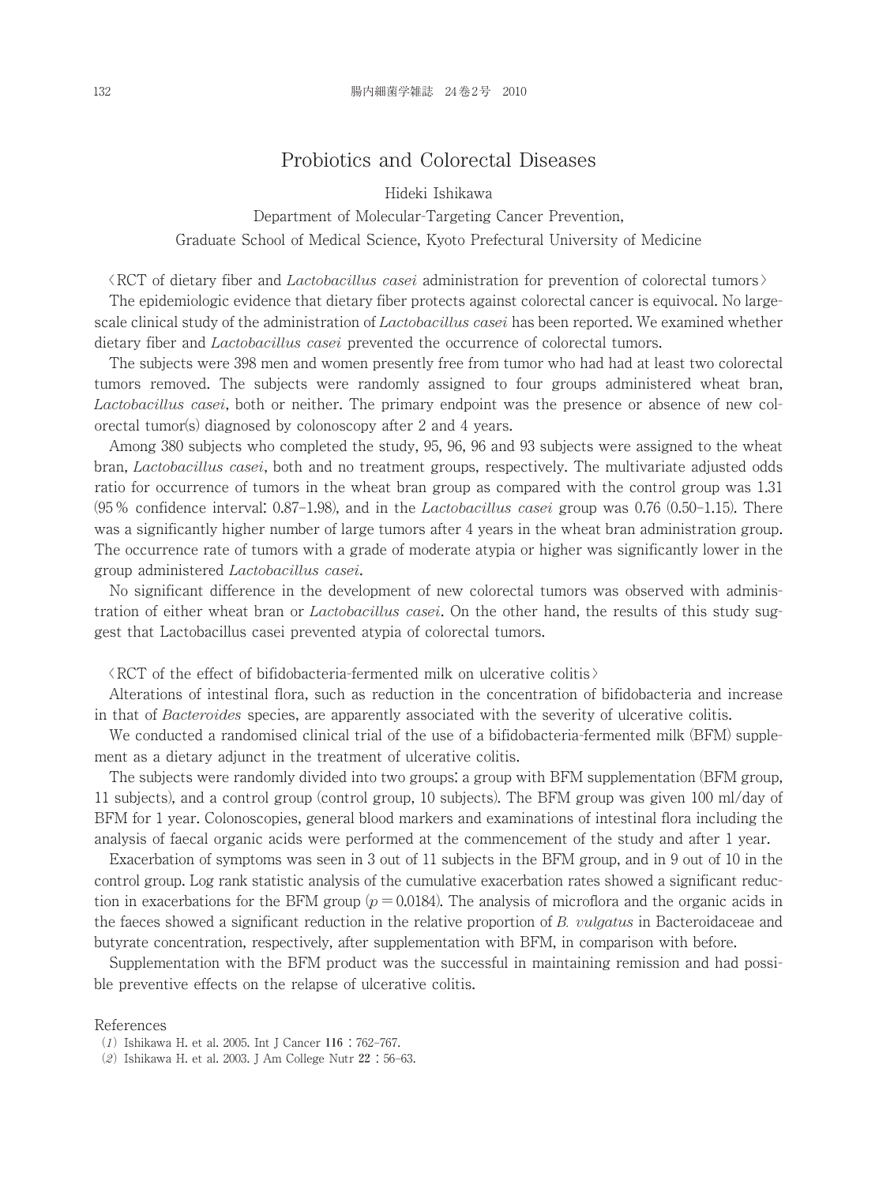# Probiotics and Colorectal Diseases

Hideki Ishikawa

Department of Molecular-Targeting Cancer Prevention,
Graduate School of Medical Science, Kyoto Prefectural University of Medicine

〈RCT of dietary fiber and *Lactobacillus casei* administration for prevention of colorectal tumors〉

The epidemiologic evidence that dietary fiber protects against colorectal cancer is equivocal. No large-scale clinical study of the administration of *Lactobacillus casei* has been reported. We examined whether dietary fiber and *Lactobacillus casei* prevented the occurrence of colorectal tumors.

The subjects were 398 men and women presently free from tumor who had had at least two colorectal tumors removed. The subjects were randomly assigned to four groups administered wheat bran, *Lactobacillus casei*, both or neither. The primary endpoint was the presence or absence of new colorectal tumor(s) diagnosed by colonoscopy after 2 and 4 years.

Among 380 subjects who completed the study, 95, 96, 96 and 93 subjects were assigned to the wheat bran, *Lactobacillus casei*, both and no treatment groups, respectively. The multivariate adjusted odds ratio for occurrence of tumors in the wheat bran group as compared with the control group was 1.31 (95% confidence interval: 0.87–1.98), and in the *Lactobacillus casei* group was 0.76 (0.50–1.15). There was a significantly higher number of large tumors after 4 years in the wheat bran administration group. The occurrence rate of tumors with a grade of moderate atypia or higher was significantly lower in the group administered *Lactobacillus casei*.

No significant difference in the development of new colorectal tumors was observed with administration of either wheat bran or *Lactobacillus casei*. On the other hand, the results of this study suggest that Lactobacillus casei prevented atypia of colorectal tumors.

〈RCT of the effect of bifidobacteria-fermented milk on ulcerative colitis〉

Alterations of intestinal flora, such as reduction in the concentration of bifidobacteria and increase in that of *Bacteroides* species, are apparently associated with the severity of ulcerative colitis.

We conducted a randomised clinical trial of the use of a bifidobacteria-fermented milk (BFM) supplement as a dietary adjunct in the treatment of ulcerative colitis.

The subjects were randomly divided into two groups: a group with BFM supplementation (BFM group, 11 subjects), and a control group (control group, 10 subjects). The BFM group was given 100 ml/day of BFM for 1 year. Colonoscopies, general blood markers and examinations of intestinal flora including the analysis of faecal organic acids were performed at the commencement of the study and after 1 year.

Exacerbation of symptoms was seen in 3 out of 11 subjects in the BFM group, and in 9 out of 10 in the control group. Log rank statistic analysis of the cumulative exacerbation rates showed a significant reduction in exacerbations for the BFM group ($p = 0.0184$). The analysis of microflora and the organic acids in the faeces showed a significant reduction in the relative proportion of *B. vulgatus* in Bacteroidaceae and butyrate concentration, respectively, after supplementation with BFM, in comparison with before.

Supplementation with the BFM product was the successful in maintaining remission and had possible preventive effects on the relapse of ulcerative colitis.

References

(1) Ishikawa H. et al. 2005. Int J Cancer **116**: 762–767.
(2) Ishikawa H. et al. 2003. J Am College Nutr **22**: 56–63.